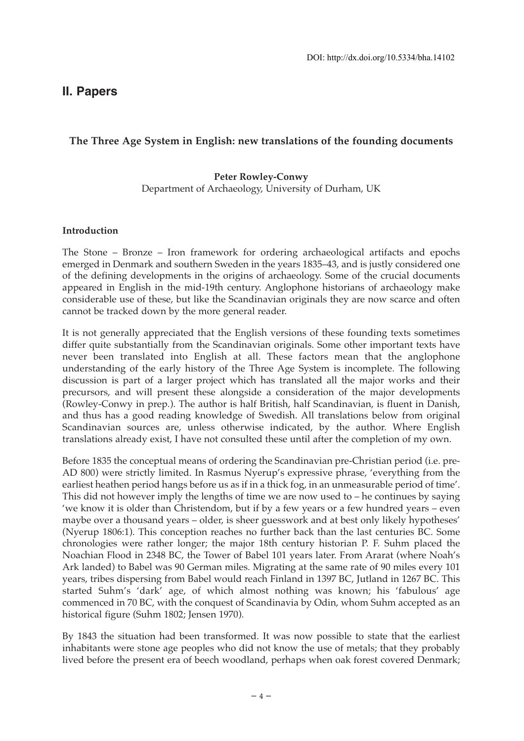DOI: http://dx.doi.org/10.5334/bha.14102

## II. Papers

### The Three Age System in English: new translations of the founding documents

**Peter Rowley-Conwy**
Department of Archaeology, University of Durham, UK

#### Introduction

The Stone – Bronze – Iron framework for ordering archaeological artifacts and epochs emerged in Denmark and southern Sweden in the years 1835–43, and is justly considered one of the defining developments in the origins of archaeology. Some of the crucial documents appeared in English in the mid-19th century. Anglophone historians of archaeology make considerable use of these, but like the Scandinavian originals they are now scarce and often cannot be tracked down by the more general reader.

It is not generally appreciated that the English versions of these founding texts sometimes differ quite substantially from the Scandinavian originals. Some other important texts have never been translated into English at all. These factors mean that the anglophone understanding of the early history of the Three Age System is incomplete. The following discussion is part of a larger project which has translated all the major works and their precursors, and will present these alongside a consideration of the major developments (Rowley-Conwy in prep.). The author is half British, half Scandinavian, is fluent in Danish, and thus has a good reading knowledge of Swedish. All translations below from original Scandinavian sources are, unless otherwise indicated, by the author. Where English translations already exist, I have not consulted these until after the completion of my own.

Before 1835 the conceptual means of ordering the Scandinavian pre-Christian period (i.e. pre-AD 800) were strictly limited. In Rasmus Nyerup's expressive phrase, 'everything from the earliest heathen period hangs before us as if in a thick fog, in an unmeasurable period of time'. This did not however imply the lengths of time we are now used to – he continues by saying 'we know it is older than Christendom, but if by a few years or a few hundred years – even maybe over a thousand years – older, is sheer guesswork and at best only likely hypotheses' (Nyerup 1806:1). This conception reaches no further back than the last centuries BC. Some chronologies were rather longer; the major 18th century historian P. F. Suhm placed the Noachian Flood in 2348 BC, the Tower of Babel 101 years later. From Ararat (where Noah's Ark landed) to Babel was 90 German miles. Migrating at the same rate of 90 miles every 101 years, tribes dispersing from Babel would reach Finland in 1397 BC, Jutland in 1267 BC. This started Suhm's 'dark' age, of which almost nothing was known; his 'fabulous' age commenced in 70 BC, with the conquest of Scandinavia by Odin, whom Suhm accepted as an historical figure (Suhm 1802; Jensen 1970).

By 1843 the situation had been transformed. It was now possible to state that the earliest inhabitants were stone age peoples who did not know the use of metals; that they probably lived before the present era of beech woodland, perhaps when oak forest covered Denmark;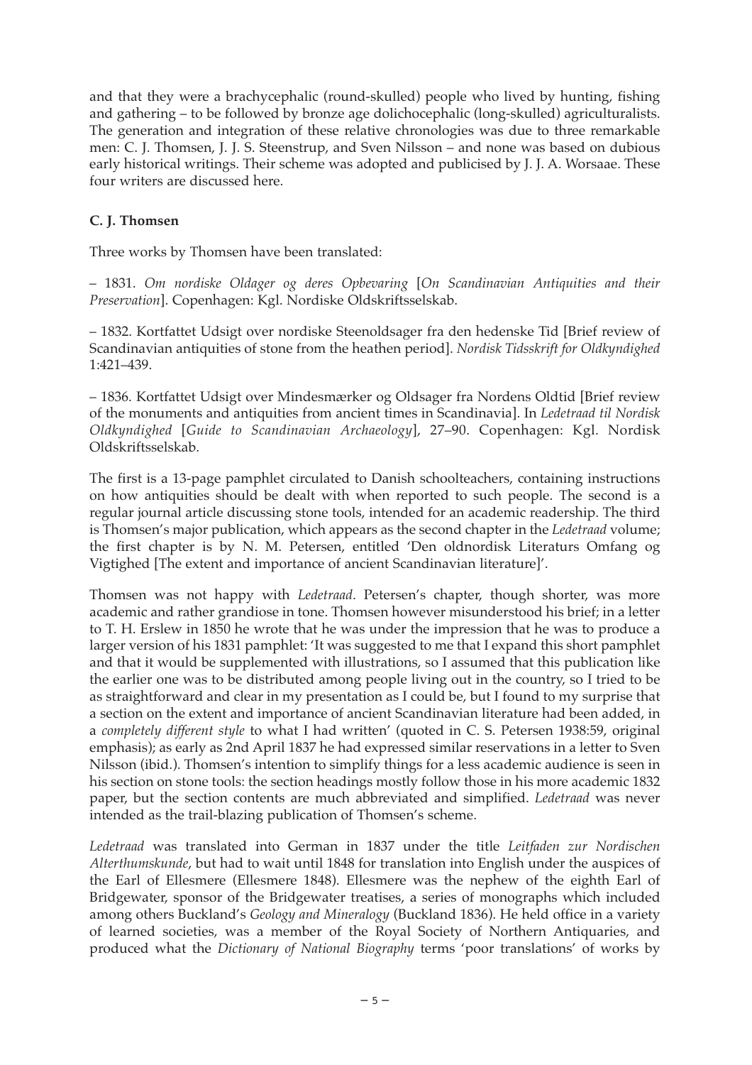and that they were a brachycephalic (round-skulled) people who lived by hunting, fishing and gathering – to be followed by bronze age dolichocephalic (long-skulled) agriculturalists. The generation and integration of these relative chronologies was due to three remarkable men: C. J. Thomsen, J. J. S. Steenstrup, and Sven Nilsson – and none was based on dubious early historical writings. Their scheme was adopted and publicised by J. J. A. Worsaae. These four writers are discussed here.

## C. J. Thomsen

Three works by Thomsen have been translated:

– 1831. *Om nordiske Oldager og deres Opbevaring* [*On Scandinavian Antiquities and their Preservation*]. Copenhagen: Kgl. Nordiske Oldskriftsselskab.

– 1832. Kortfattet Udsigt over nordiske Steenoldsager fra den hedenske Tid [Brief review of Scandinavian antiquities of stone from the heathen period]. *Nordisk Tidsskrift for Oldkyndighed* 1:421–439.

– 1836. Kortfattet Udsigt over Mindesmærker og Oldsager fra Nordens Oldtid [Brief review of the monuments and antiquities from ancient times in Scandinavia]. In *Ledetraad til Nordisk Oldkyndighed* [*Guide to Scandinavian Archaeology*], 27–90. Copenhagen: Kgl. Nordisk Oldskriftsselskab.

The first is a 13-page pamphlet circulated to Danish schoolteachers, containing instructions on how antiquities should be dealt with when reported to such people. The second is a regular journal article discussing stone tools, intended for an academic readership. The third is Thomsen's major publication, which appears as the second chapter in the *Ledetraad* volume; the first chapter is by N. M. Petersen, entitled 'Den oldnordisk Literaturs Omfang og Vigtighed [The extent and importance of ancient Scandinavian literature]'.

Thomsen was not happy with *Ledetraad*. Petersen's chapter, though shorter, was more academic and rather grandiose in tone. Thomsen however misunderstood his brief; in a letter to T. H. Erslew in 1850 he wrote that he was under the impression that he was to produce a larger version of his 1831 pamphlet: 'It was suggested to me that I expand this short pamphlet and that it would be supplemented with illustrations, so I assumed that this publication like the earlier one was to be distributed among people living out in the country, so I tried to be as straightforward and clear in my presentation as I could be, but I found to my surprise that a section on the extent and importance of ancient Scandinavian literature had been added, in a *completely different style* to what I had written' (quoted in C. S. Petersen 1938:59, original emphasis); as early as 2nd April 1837 he had expressed similar reservations in a letter to Sven Nilsson (ibid.). Thomsen's intention to simplify things for a less academic audience is seen in his section on stone tools: the section headings mostly follow those in his more academic 1832 paper, but the section contents are much abbreviated and simplified. *Ledetraad* was never intended as the trail-blazing publication of Thomsen's scheme.

*Ledetraad* was translated into German in 1837 under the title *Leitfaden zur Nordischen Alterthumskunde*, but had to wait until 1848 for translation into English under the auspices of the Earl of Ellesmere (Ellesmere 1848). Ellesmere was the nephew of the eighth Earl of Bridgewater, sponsor of the Bridgewater treatises, a series of monographs which included among others Buckland's *Geology and Mineralogy* (Buckland 1836). He held office in a variety of learned societies, was a member of the Royal Society of Northern Antiquaries, and produced what the *Dictionary of National Biography* terms 'poor translations' of works by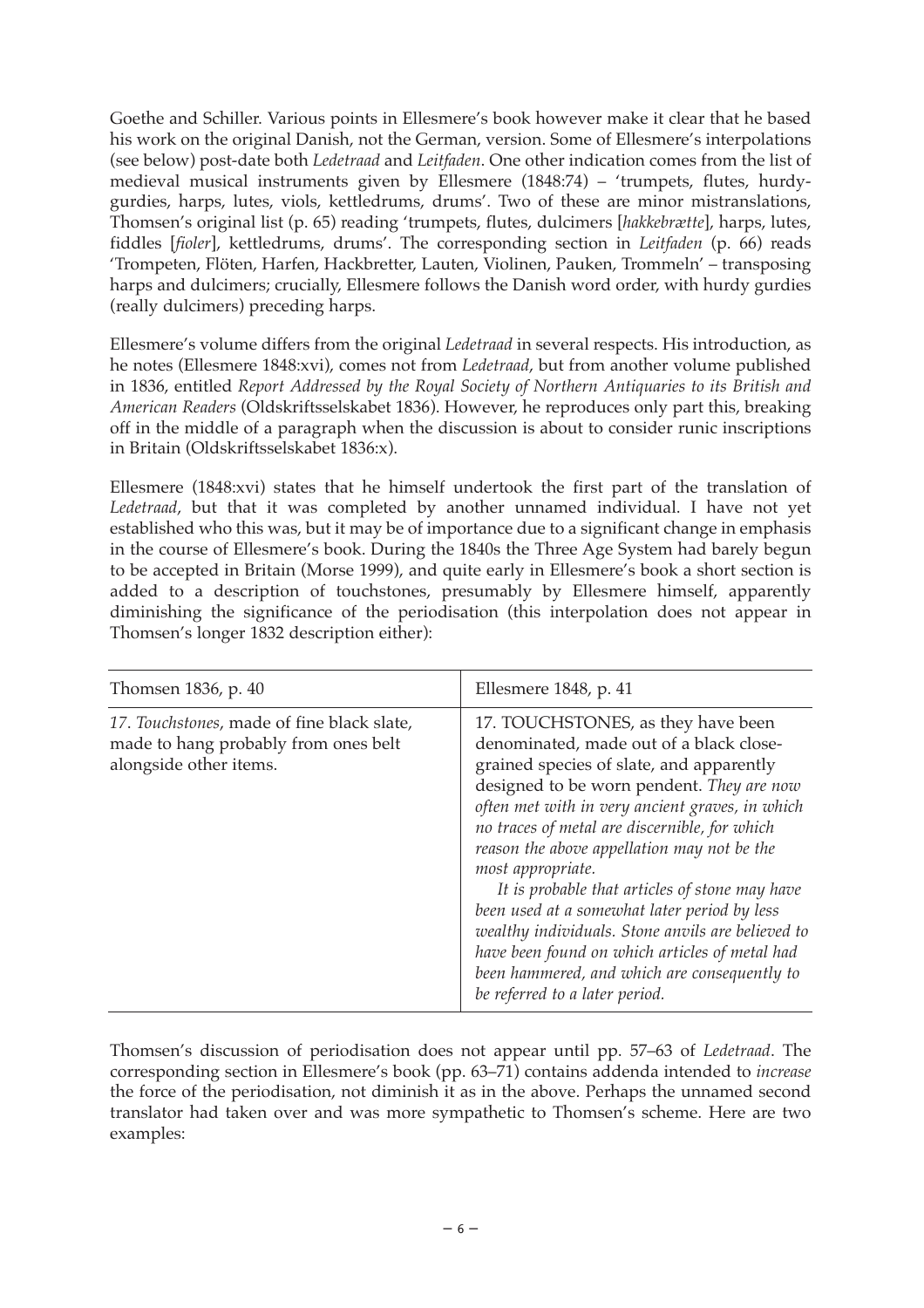Goethe and Schiller. Various points in Ellesmere's book however make it clear that he based his work on the original Danish, not the German, version. Some of Ellesmere's interpolations (see below) post-date both *Ledetraad* and *Leitfaden*. One other indication comes from the list of medieval musical instruments given by Ellesmere (1848:74) – 'trumpets, flutes, hurdy-gurdies, harps, lutes, viols, kettledrums, drums'. Two of these are minor mistranslations, Thomsen's original list (p. 65) reading 'trumpets, flutes, dulcimers [*hakkebrætte*], harps, lutes, fiddles [*fioler*], kettledrums, drums'. The corresponding section in *Leitfaden* (p. 66) reads 'Trompeten, Flöten, Harfen, Hackbretter, Lauten, Violinen, Pauken, Trommeln' – transposing harps and dulcimers; crucially, Ellesmere follows the Danish word order, with hurdy gurdies (really dulcimers) preceding harps.

Ellesmere's volume differs from the original *Ledetraad* in several respects. His introduction, as he notes (Ellesmere 1848:xvi), comes not from *Ledetraad*, but from another volume published in 1836, entitled *Report Addressed by the Royal Society of Northern Antiquaries to its British and American Readers* (Oldskriftsselskabet 1836). However, he reproduces only part this, breaking off in the middle of a paragraph when the discussion is about to consider runic inscriptions in Britain (Oldskriftsselskabet 1836:x).

Ellesmere (1848:xvi) states that he himself undertook the first part of the translation of *Ledetraad*, but that it was completed by another unnamed individual. I have not yet established who this was, but it may be of importance due to a significant change in emphasis in the course of Ellesmere's book. During the 1840s the Three Age System had barely begun to be accepted in Britain (Morse 1999), and quite early in Ellesmere's book a short section is added to a description of touchstones, presumably by Ellesmere himself, apparently diminishing the significance of the periodisation (this interpolation does not appear in Thomsen's longer 1832 description either):

| Thomsen 1836, p. 40 | Ellesmere 1848, p. 41 |
|---|---|
| 17. *Touchstones*, made of fine black slate, made to hang probably from ones belt alongside other items. | 17. TOUCHSTONES, as they have been denominated, made out of a black close-grained species of slate, and apparently designed to be worn pendent. *They are now often met with in very ancient graves, in which no traces of metal are discernible, for which reason the above appellation may not be the most appropriate.*<br>*It is probable that articles of stone may have been used at a somewhat later period by less wealthy individuals. Stone anvils are believed to have been found on which articles of metal had been hammered, and which are consequently to be referred to a later period.* |

Thomsen's discussion of periodisation does not appear until pp. 57–63 of *Ledetraad*. The corresponding section in Ellesmere's book (pp. 63–71) contains addenda intended to *increase* the force of the periodisation, not diminish it as in the above. Perhaps the unnamed second translator had taken over and was more sympathetic to Thomsen's scheme. Here are two examples: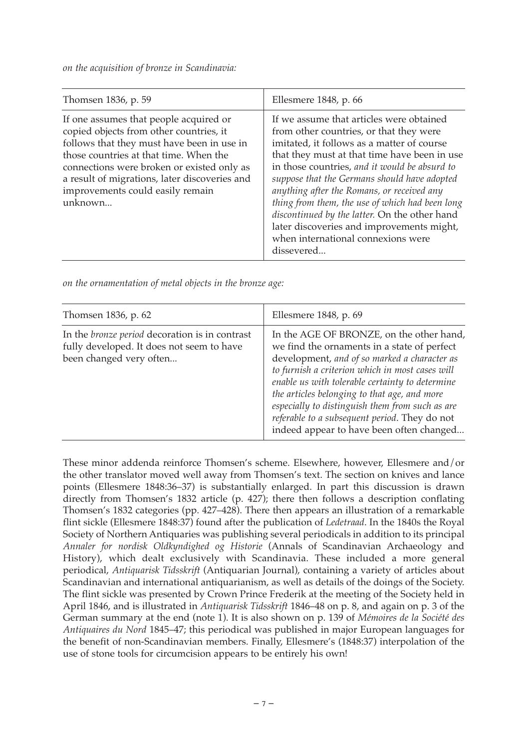*on the acquisition of bronze in Scandinavia:*

| Thomsen 1836, p. 59 | Ellesmere 1848, p. 66 |
|---|---|
| If one assumes that people acquired or copied objects from other countries, it follows that they must have been in use in those countries at that time. When the connections were broken or existed only as a result of migrations, later discoveries and improvements could easily remain unknown... | If we assume that articles were obtained from other countries, or that they were imitated, it follows as a matter of course that they must at that time have been in use in those countries, *and it would be absurd to suppose that the Germans should have adopted anything after the Romans, or received any thing from them, the use of which had been long discontinued by the latter.* On the other hand later discoveries and improvements might, when international connexions were dissevered... |

*on the ornamentation of metal objects in the bronze age:*

| Thomsen 1836, p. 62 | Ellesmere 1848, p. 69 |
|---|---|
| In the *bronze period* decoration is in contrast fully developed. It does not seem to have been changed very often... | In the AGE OF BRONZE, on the other hand, we find the ornaments in a state of perfect development, *and of so marked a character as to furnish a criterion which in most cases will enable us with tolerable certainty to determine the articles belonging to that age, and more especially to distinguish them from such as are referable to a subsequent period*. They do not indeed appear to have been often changed... |

These minor addenda reinforce Thomsen's scheme. Elsewhere, however, Ellesmere and/or the other translator moved well away from Thomsen's text. The section on knives and lance points (Ellesmere 1848:36–37) is substantially enlarged. In part this discussion is drawn directly from Thomsen's 1832 article (p. 427); there then follows a description conflating Thomsen's 1832 categories (pp. 427–428). There then appears an illustration of a remarkable flint sickle (Ellesmere 1848:37) found after the publication of *Ledetraad*. In the 1840s the Royal Society of Northern Antiquaries was publishing several periodicals in addition to its principal *Annaler for nordisk Oldkyndighed og Historie* (Annals of Scandinavian Archaeology and History), which dealt exclusively with Scandinavia. These included a more general periodical, *Antiquarisk Tidsskrift* (Antiquarian Journal), containing a variety of articles about Scandinavian and international antiquarianism, as well as details of the doings of the Society. The flint sickle was presented by Crown Prince Frederik at the meeting of the Society held in April 1846, and is illustrated in *Antiquarisk Tidsskrift* 1846–48 on p. 8, and again on p. 3 of the German summary at the end (note 1). It is also shown on p. 139 of *Mémoires de la Société des Antiquaires du Nord* 1845–47; this periodical was published in major European languages for the benefit of non-Scandinavian members. Finally, Ellesmere's (1848:37) interpolation of the use of stone tools for circumcision appears to be entirely his own!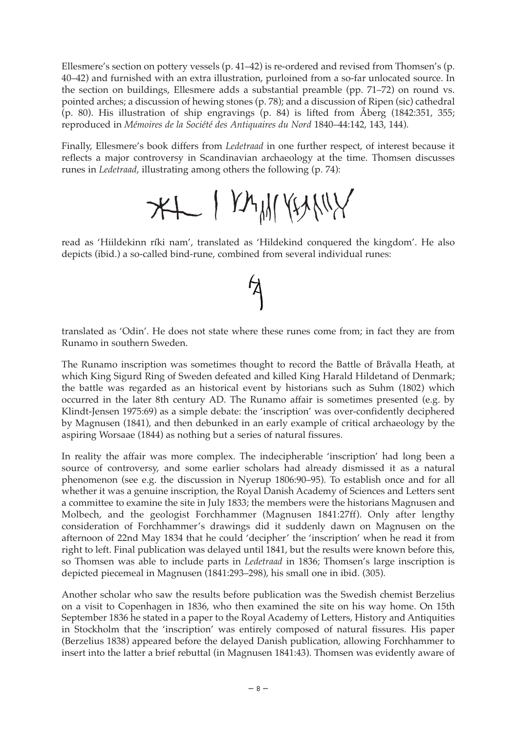Ellesmere's section on pottery vessels (p. 41–42) is re-ordered and revised from Thomsen's (p. 40–42) and furnished with an extra illustration, purloined from a so-far unlocated source. In the section on buildings, Ellesmere adds a substantial preamble (pp. 71–72) on round vs. pointed arches; a discussion of hewing stones (p. 78); and a discussion of Ripen (sic) cathedral (p. 80). His illustration of ship engravings (p. 84) is lifted from Åberg (1842:351, 355; reproduced in *Mémoires de la Société des Antiquaires du Nord* 1840–44:142, 143, 144).

Finally, Ellesmere's book differs from *Ledetraad* in one further respect, of interest because it reflects a major controversy in Scandinavian archaeology at the time. Thomsen discusses runes in *Ledetraad*, illustrating among others the following (p. 74):

read as 'Hiildekinn ríki nam', translated as 'Hildekind conquered the kingdom'. He also depicts (ibid.) a so-called bind-rune, combined from several individual runes:

translated as 'Odin'. He does not state where these runes come from; in fact they are from Runamo in southern Sweden.

The Runamo inscription was sometimes thought to record the Battle of Bråvalla Heath, at which King Sigurd Ring of Sweden defeated and killed King Harald Hildetand of Denmark; the battle was regarded as an historical event by historians such as Suhm (1802) which occurred in the later 8th century AD. The Runamo affair is sometimes presented (e.g. by Klindt-Jensen 1975:69) as a simple debate: the 'inscription' was over-confidently deciphered by Magnusen (1841), and then debunked in an early example of critical archaeology by the aspiring Worsaae (1844) as nothing but a series of natural fissures.

In reality the affair was more complex. The indecipherable 'inscription' had long been a source of controversy, and some earlier scholars had already dismissed it as a natural phenomenon (see e.g. the discussion in Nyerup 1806:90–95). To establish once and for all whether it was a genuine inscription, the Royal Danish Academy of Sciences and Letters sent a committee to examine the site in July 1833; the members were the historians Magnusen and Molbech, and the geologist Forchhammer (Magnusen 1841:27ff). Only after lengthy consideration of Forchhammer's drawings did it suddenly dawn on Magnusen on the afternoon of 22nd May 1834 that he could 'decipher' the 'inscription' when he read it from right to left. Final publication was delayed until 1841, but the results were known before this, so Thomsen was able to include parts in *Ledetraad* in 1836; Thomsen's large inscription is depicted piecemeal in Magnusen (1841:293–298), his small one in ibid. (305).

Another scholar who saw the results before publication was the Swedish chemist Berzelius on a visit to Copenhagen in 1836, who then examined the site on his way home. On 15th September 1836 he stated in a paper to the Royal Academy of Letters, History and Antiquities in Stockholm that the 'inscription' was entirely composed of natural fissures. His paper (Berzelius 1838) appeared before the delayed Danish publication, allowing Forchhammer to insert into the latter a brief rebuttal (in Magnusen 1841:43). Thomsen was evidently aware of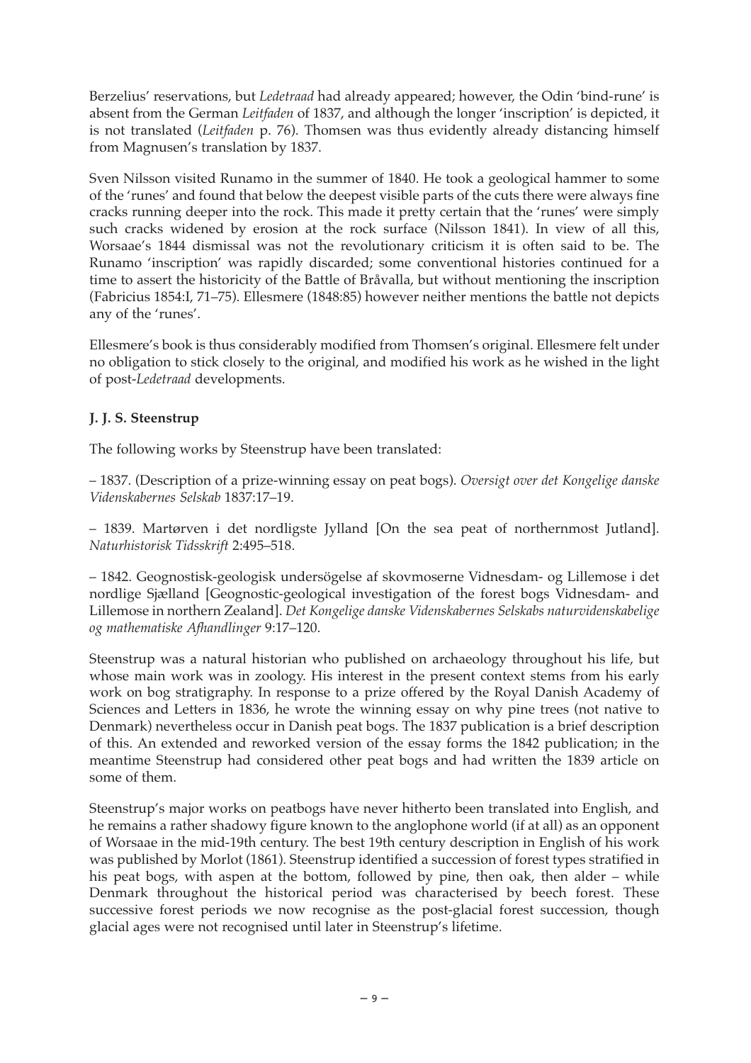Berzelius' reservations, but *Ledetraad* had already appeared; however, the Odin 'bind-rune' is absent from the German *Leitfaden* of 1837, and although the longer 'inscription' is depicted, it is not translated (*Leitfaden* p. 76). Thomsen was thus evidently already distancing himself from Magnusen's translation by 1837.

Sven Nilsson visited Runamo in the summer of 1840. He took a geological hammer to some of the 'runes' and found that below the deepest visible parts of the cuts there were always fine cracks running deeper into the rock. This made it pretty certain that the 'runes' were simply such cracks widened by erosion at the rock surface (Nilsson 1841). In view of all this, Worsaae's 1844 dismissal was not the revolutionary criticism it is often said to be. The Runamo 'inscription' was rapidly discarded; some conventional histories continued for a time to assert the historicity of the Battle of Bråvalla, but without mentioning the inscription (Fabricius 1854:I, 71–75). Ellesmere (1848:85) however neither mentions the battle not depicts any of the 'runes'.

Ellesmere's book is thus considerably modified from Thomsen's original. Ellesmere felt under no obligation to stick closely to the original, and modified his work as he wished in the light of post-*Ledetraad* developments.

### J. J. S. Steenstrup

The following works by Steenstrup have been translated:

– 1837. (Description of a prize-winning essay on peat bogs). *Oversigt over det Kongelige danske Videnskabernes Selskab* 1837:17–19.

– 1839. Martørven i det nordligste Jylland [On the sea peat of northernmost Jutland]. *Naturhistorisk Tidsskrift* 2:495–518.

– 1842. Geognostisk-geologisk undersögelse af skovmoserne Vidnesdam- og Lillemose i det nordlige Sjælland [Geognostic-geological investigation of the forest bogs Vidnesdam- and Lillemose in northern Zealand]. *Det Kongelige danske Videnskabernes Selskabs naturvidenskabelige og mathematiske Afhandlinger* 9:17–120.

Steenstrup was a natural historian who published on archaeology throughout his life, but whose main work was in zoology. His interest in the present context stems from his early work on bog stratigraphy. In response to a prize offered by the Royal Danish Academy of Sciences and Letters in 1836, he wrote the winning essay on why pine trees (not native to Denmark) nevertheless occur in Danish peat bogs. The 1837 publication is a brief description of this. An extended and reworked version of the essay forms the 1842 publication; in the meantime Steenstrup had considered other peat bogs and had written the 1839 article on some of them.

Steenstrup's major works on peatbogs have never hitherto been translated into English, and he remains a rather shadowy figure known to the anglophone world (if at all) as an opponent of Worsaae in the mid-19th century. The best 19th century description in English of his work was published by Morlot (1861). Steenstrup identified a succession of forest types stratified in his peat bogs, with aspen at the bottom, followed by pine, then oak, then alder – while Denmark throughout the historical period was characterised by beech forest. These successive forest periods we now recognise as the post-glacial forest succession, though glacial ages were not recognised until later in Steenstrup's lifetime.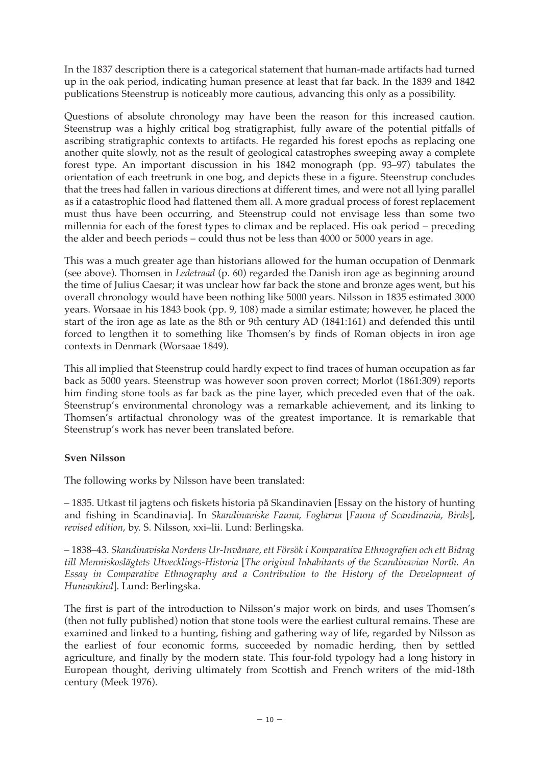In the 1837 description there is a categorical statement that human-made artifacts had turned up in the oak period, indicating human presence at least that far back. In the 1839 and 1842 publications Steenstrup is noticeably more cautious, advancing this only as a possibility.

Questions of absolute chronology may have been the reason for this increased caution. Steenstrup was a highly critical bog stratigraphist, fully aware of the potential pitfalls of ascribing stratigraphic contexts to artifacts. He regarded his forest epochs as replacing one another quite slowly, not as the result of geological catastrophes sweeping away a complete forest type. An important discussion in his 1842 monograph (pp. 93–97) tabulates the orientation of each treetrunk in one bog, and depicts these in a figure. Steenstrup concludes that the trees had fallen in various directions at different times, and were not all lying parallel as if a catastrophic flood had flattened them all. A more gradual process of forest replacement must thus have been occurring, and Steenstrup could not envisage less than some two millennia for each of the forest types to climax and be replaced. His oak period – preceding the alder and beech periods – could thus not be less than 4000 or 5000 years in age.

This was a much greater age than historians allowed for the human occupation of Denmark (see above). Thomsen in *Ledetraad* (p. 60) regarded the Danish iron age as beginning around the time of Julius Caesar; it was unclear how far back the stone and bronze ages went, but his overall chronology would have been nothing like 5000 years. Nilsson in 1835 estimated 3000 years. Worsaae in his 1843 book (pp. 9, 108) made a similar estimate; however, he placed the start of the iron age as late as the 8th or 9th century AD (1841:161) and defended this until forced to lengthen it to something like Thomsen's by finds of Roman objects in iron age contexts in Denmark (Worsaae 1849).

This all implied that Steenstrup could hardly expect to find traces of human occupation as far back as 5000 years. Steenstrup was however soon proven correct; Morlot (1861:309) reports him finding stone tools as far back as the pine layer, which preceded even that of the oak. Steenstrup's environmental chronology was a remarkable achievement, and its linking to Thomsen's artifactual chronology was of the greatest importance. It is remarkable that Steenstrup's work has never been translated before.

**Sven Nilsson**

The following works by Nilsson have been translated:

– 1835. Utkast til jagtens och fiskets historia på Skandinavien [Essay on the history of hunting and fishing in Scandinavia]. In *Skandinaviske Fauna, Foglarna* [*Fauna of Scandinavia, Birds*], *revised edition*, by. S. Nilsson, xxi–lii. Lund: Berlingska.

– 1838–43. *Skandinaviska Nordens Ur-Invånare, ett Försök i Komparativa Ethnografien och ett Bidrag till Menniskoslägtets Utvecklings-Historia* [*The original Inhabitants of the Scandinavian North. An Essay in Comparative Ethnography and a Contribution to the History of the Development of Humankind*]. Lund: Berlingska.

The first is part of the introduction to Nilsson's major work on birds, and uses Thomsen's (then not fully published) notion that stone tools were the earliest cultural remains. These are examined and linked to a hunting, fishing and gathering way of life, regarded by Nilsson as the earliest of four economic forms, succeeded by nomadic herding, then by settled agriculture, and finally by the modern state. This four-fold typology had a long history in European thought, deriving ultimately from Scottish and French writers of the mid-18th century (Meek 1976).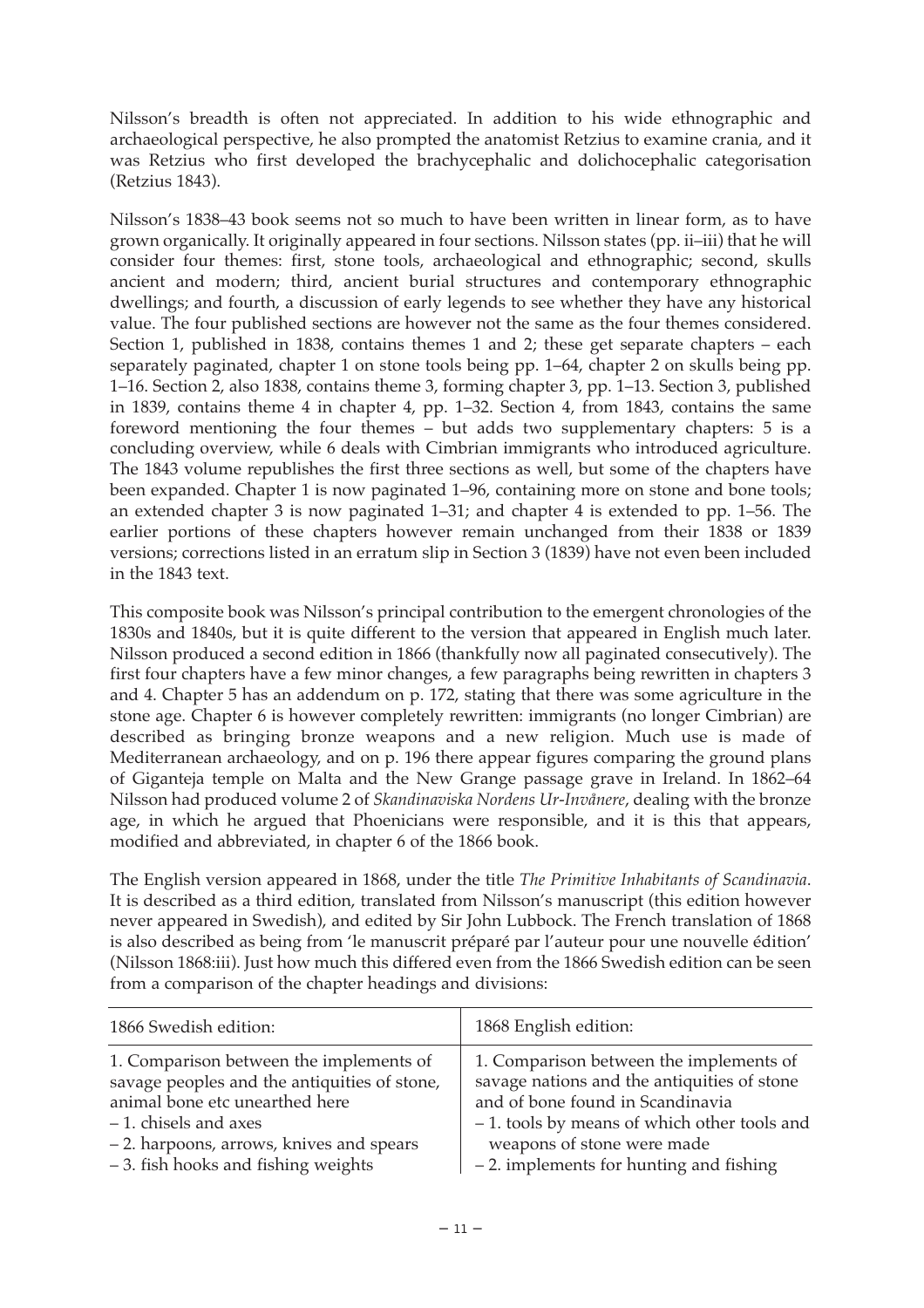Nilsson's breadth is often not appreciated. In addition to his wide ethnographic and archaeological perspective, he also prompted the anatomist Retzius to examine crania, and it was Retzius who first developed the brachycephalic and dolichocephalic categorisation (Retzius 1843).

Nilsson's 1838–43 book seems not so much to have been written in linear form, as to have grown organically. It originally appeared in four sections. Nilsson states (pp. ii–iii) that he will consider four themes: first, stone tools, archaeological and ethnographic; second, skulls ancient and modern; third, ancient burial structures and contemporary ethnographic dwellings; and fourth, a discussion of early legends to see whether they have any historical value. The four published sections are however not the same as the four themes considered. Section 1, published in 1838, contains themes 1 and 2; these get separate chapters – each separately paginated, chapter 1 on stone tools being pp. 1–64, chapter 2 on skulls being pp. 1–16. Section 2, also 1838, contains theme 3, forming chapter 3, pp. 1–13. Section 3, published in 1839, contains theme 4 in chapter 4, pp. 1–32. Section 4, from 1843, contains the same foreword mentioning the four themes – but adds two supplementary chapters: 5 is a concluding overview, while 6 deals with Cimbrian immigrants who introduced agriculture. The 1843 volume republishes the first three sections as well, but some of the chapters have been expanded. Chapter 1 is now paginated 1–96, containing more on stone and bone tools; an extended chapter 3 is now paginated 1–31; and chapter 4 is extended to pp. 1–56. The earlier portions of these chapters however remain unchanged from their 1838 or 1839 versions; corrections listed in an erratum slip in Section 3 (1839) have not even been included in the 1843 text.

This composite book was Nilsson's principal contribution to the emergent chronologies of the 1830s and 1840s, but it is quite different to the version that appeared in English much later. Nilsson produced a second edition in 1866 (thankfully now all paginated consecutively). The first four chapters have a few minor changes, a few paragraphs being rewritten in chapters 3 and 4. Chapter 5 has an addendum on p. 172, stating that there was some agriculture in the stone age. Chapter 6 is however completely rewritten: immigrants (no longer Cimbrian) are described as bringing bronze weapons and a new religion. Much use is made of Mediterranean archaeology, and on p. 196 there appear figures comparing the ground plans of Giganteja temple on Malta and the New Grange passage grave in Ireland. In 1862–64 Nilsson had produced volume 2 of *Skandinaviska Nordens Ur-Invånere*, dealing with the bronze age, in which he argued that Phoenicians were responsible, and it is this that appears, modified and abbreviated, in chapter 6 of the 1866 book.

The English version appeared in 1868, under the title *The Primitive Inhabitants of Scandinavia*. It is described as a third edition, translated from Nilsson's manuscript (this edition however never appeared in Swedish), and edited by Sir John Lubbock. The French translation of 1868 is also described as being from 'le manuscrit préparé par l'auteur pour une nouvelle édition' (Nilsson 1868:iii). Just how much this differed even from the 1866 Swedish edition can be seen from a comparison of the chapter headings and divisions:

| 1866 Swedish edition: | 1868 English edition: |
| --- | --- |
| 1. Comparison between the implements of savage peoples and the antiquities of stone, animal bone etc unearthed here<br>– 1. chisels and axes<br>– 2. harpoons, arrows, knives and spears<br>– 3. fish hooks and fishing weights | 1. Comparison between the implements of savage nations and the antiquities of stone and of bone found in Scandinavia<br>– 1. tools by means of which other tools and weapons of stone were made<br>– 2. implements for hunting and fishing |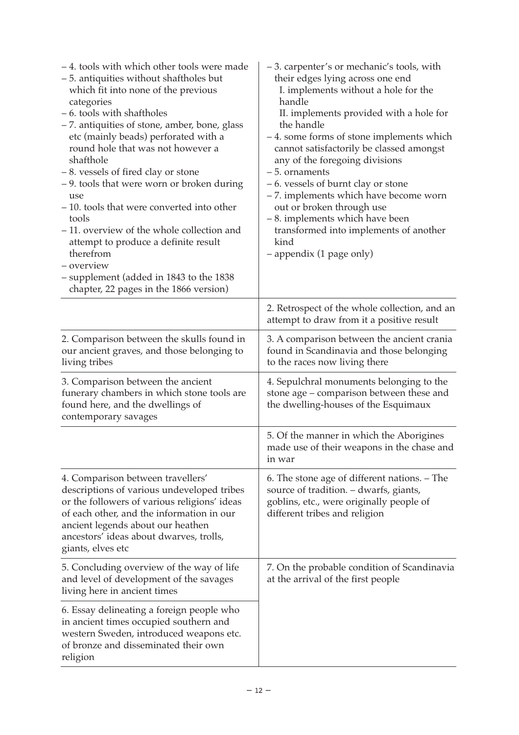| | |
|---|---|
| – 4. tools with which other tools were made<br>– 5. antiquities without shaftholes but which fit into none of the previous categories<br>– 6. tools with shaftholes<br>– 7. antiquities of stone, amber, bone, glass etc (mainly beads) perforated with a round hole that was not however a shafthole<br>– 8. vessels of fired clay or stone<br>– 9. tools that were worn or broken during use<br>– 10. tools that were converted into other tools<br>– 11. overview of the whole collection and attempt to produce a definite result therefrom<br>– overview<br>– supplement (added in 1843 to the 1838 chapter, 22 pages in the 1866 version) | – 3. carpenter's or mechanic's tools, with their edges lying across one end<br>I. implements without a hole for the handle<br>II. implements provided with a hole for the handle<br>– 4. some forms of stone implements which cannot satisfactorily be classed amongst any of the foregoing divisions<br>– 5. ornaments<br>– 6. vessels of burnt clay or stone<br>– 7. implements which have become worn out or broken through use<br>– 8. implements which have been transformed into implements of another kind<br>– appendix (1 page only) |
| | 2. Retrospect of the whole collection, and an attempt to draw from it a positive result |
| 2. Comparison between the skulls found in our ancient graves, and those belonging to living tribes | 3. A comparison between the ancient crania found in Scandinavia and those belonging to the races now living there |
| 3. Comparison between the ancient funerary chambers in which stone tools are found here, and the dwellings of contemporary savages | 4. Sepulchral monuments belonging to the stone age – comparison between these and the dwelling-houses of the Esquimaux |
| | 5. Of the manner in which the Aborigines made use of their weapons in the chase and in war |
| 4. Comparison between travellers' descriptions of various undeveloped tribes or the followers of various religions' ideas of each other, and the information in our ancient legends about our heathen ancestors' ideas about dwarves, trolls, giants, elves etc | 6. The stone age of different nations. – The source of tradition. – dwarfs, giants, goblins, etc., were originally people of different tribes and religion |
| 5. Concluding overview of the way of life and level of development of the savages living here in ancient times | 7. On the probable condition of Scandinavia at the arrival of the first people |
| 6. Essay delineating a foreign people who in ancient times occupied southern and western Sweden, introduced weapons etc. of bronze and disseminated their own religion | |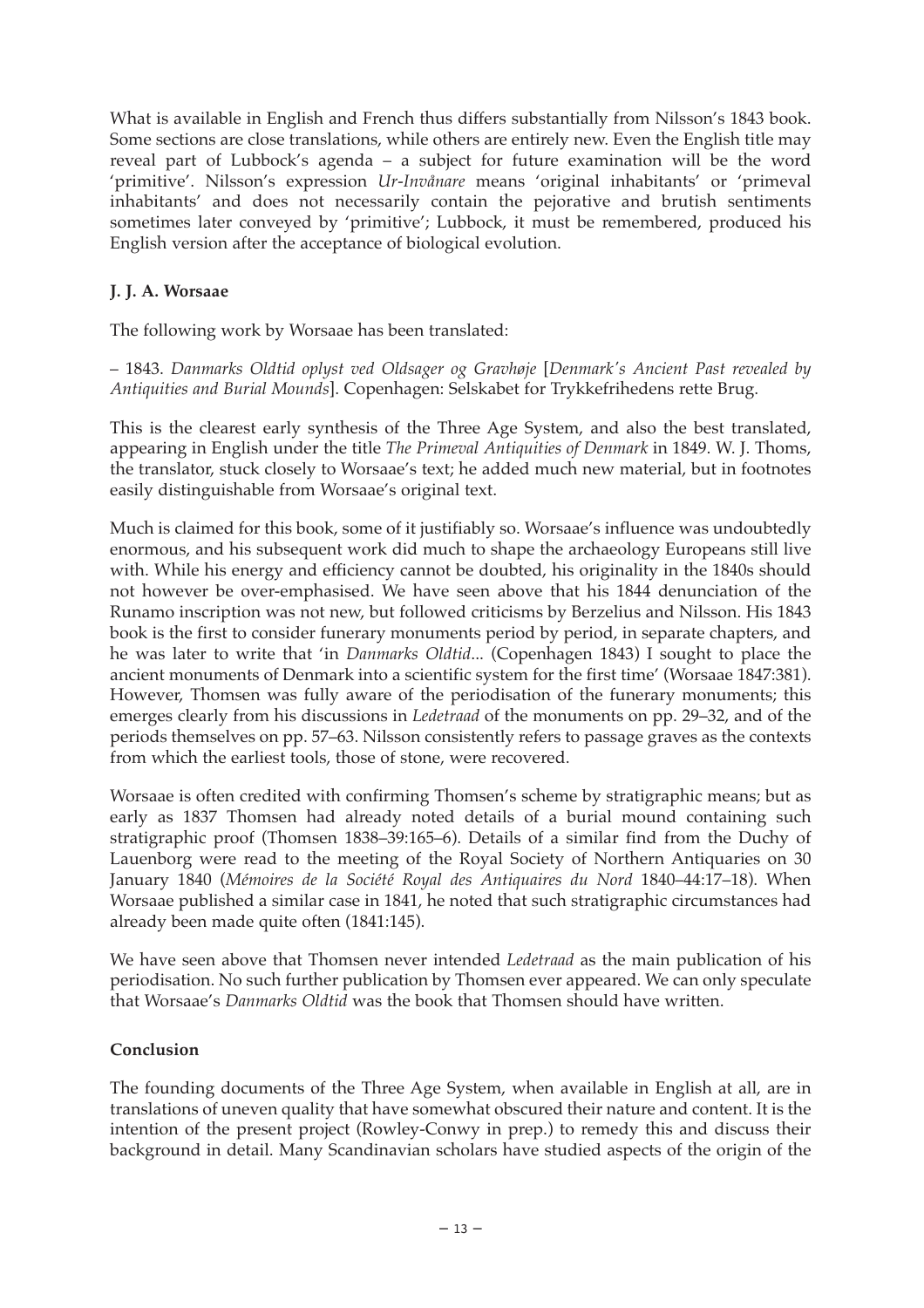What is available in English and French thus differs substantially from Nilsson's 1843 book. Some sections are close translations, while others are entirely new. Even the English title may reveal part of Lubbock's agenda – a subject for future examination will be the word 'primitive'. Nilsson's expression *Ur-Invånare* means 'original inhabitants' or 'primeval inhabitants' and does not necessarily contain the pejorative and brutish sentiments sometimes later conveyed by 'primitive'; Lubbock, it must be remembered, produced his English version after the acceptance of biological evolution.

## J. J. A. Worsaae

The following work by Worsaae has been translated:

– 1843. *Danmarks Oldtid oplyst ved Oldsager og Gravhøje* [*Denmark's Ancient Past revealed by Antiquities and Burial Mounds*]. Copenhagen: Selskabet for Trykkefrihedens rette Brug.

This is the clearest early synthesis of the Three Age System, and also the best translated, appearing in English under the title *The Primeval Antiquities of Denmark* in 1849. W. J. Thoms, the translator, stuck closely to Worsaae's text; he added much new material, but in footnotes easily distinguishable from Worsaae's original text.

Much is claimed for this book, some of it justifiably so. Worsaae's influence was undoubtedly enormous, and his subsequent work did much to shape the archaeology Europeans still live with. While his energy and efficiency cannot be doubted, his originality in the 1840s should not however be over-emphasised. We have seen above that his 1844 denunciation of the Runamo inscription was not new, but followed criticisms by Berzelius and Nilsson. His 1843 book is the first to consider funerary monuments period by period, in separate chapters, and he was later to write that 'in *Danmarks Oldtid*... (Copenhagen 1843) I sought to place the ancient monuments of Denmark into a scientific system for the first time' (Worsaae 1847:381). However, Thomsen was fully aware of the periodisation of the funerary monuments; this emerges clearly from his discussions in *Ledetraad* of the monuments on pp. 29–32, and of the periods themselves on pp. 57–63. Nilsson consistently refers to passage graves as the contexts from which the earliest tools, those of stone, were recovered.

Worsaae is often credited with confirming Thomsen's scheme by stratigraphic means; but as early as 1837 Thomsen had already noted details of a burial mound containing such stratigraphic proof (Thomsen 1838–39:165–6). Details of a similar find from the Duchy of Lauenborg were read to the meeting of the Royal Society of Northern Antiquaries on 30 January 1840 (*Mémoires de la Société Royal des Antiquaires du Nord* 1840–44:17–18). When Worsaae published a similar case in 1841, he noted that such stratigraphic circumstances had already been made quite often (1841:145).

We have seen above that Thomsen never intended *Ledetraad* as the main publication of his periodisation. No such further publication by Thomsen ever appeared. We can only speculate that Worsaae's *Danmarks Oldtid* was the book that Thomsen should have written.

## Conclusion

The founding documents of the Three Age System, when available in English at all, are in translations of uneven quality that have somewhat obscured their nature and content. It is the intention of the present project (Rowley-Conwy in prep.) to remedy this and discuss their background in detail. Many Scandinavian scholars have studied aspects of the origin of the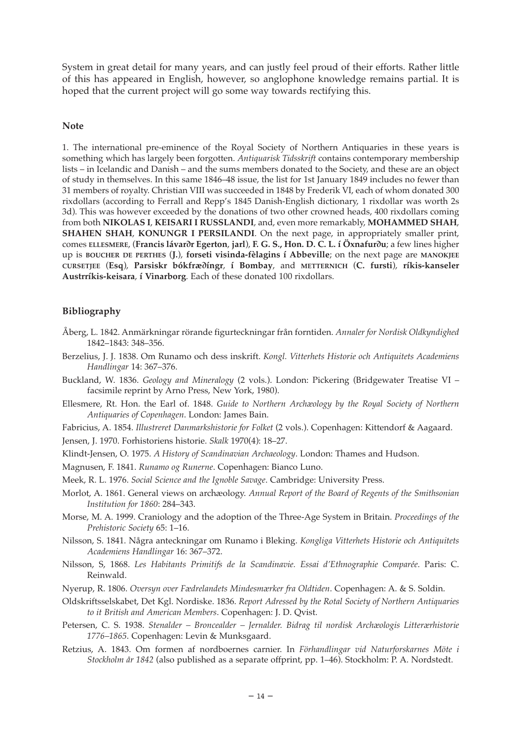System in great detail for many years, and can justly feel proud of their efforts. Rather little of this has appeared in English, however, so anglophone knowledge remains partial. It is hoped that the current project will go some way towards rectifying this.

### Note

1. The international pre-eminence of the Royal Society of Northern Antiquaries in these years is something which has largely been forgotten. *Antiquarisk Tidsskrift* contains contemporary membership lists – in Icelandic and Danish – and the sums members donated to the Society, and these are an object of study in themselves. In this same 1846–48 issue, the list for 1st January 1849 includes no fewer than 31 members of royalty. Christian VIII was succeeded in 1848 by Frederik VI, each of whom donated 300 rixdollars (according to Ferrall and Repp's 1845 Danish-English dictionary, 1 rixdollar was worth 2s 3d). This was however exceeded by the donations of two other crowned heads, 400 rixdollars coming from both **NIKOLAS I**, **KEISARI I RUSSLANDI**, and, even more remarkably, **MOHAMMED SHAH**, **SHAHEN SHAH**, **KONUNGR I PERSILANDI**. On the next page, in appropriately smaller print, comes ELLESMERE, (**Francis lávarðr Egerton**, **jarl**), **F. G. S., Hon. D. C. L. í Öxnafurðu**; a few lines higher up is BOUCHER DE PERTHES (**J.**), **forseti visinda-fèlagins í Abbeville**; on the next page are MANOKJEE CURSETJEE (**Esq**), **Parsiskr bókfræðíngr**, **í Bombay**, and METTERNICH (**C. fursti**), **ríkis-kanseler Austrríkis-keisara**, **í Vinarborg**. Each of these donated 100 rixdollars.

### Bibliography

Åberg, L. 1842. Anmärkningar rörande figurteckningar från forntiden. *Annaler for Nordisk Oldkyndighed* 1842–1843: 348–356.

Berzelius, J. J. 1838. Om Runamo och dess inskrift. *Kongl. Vitterhets Historie och Antiquitets Academiens Handlingar* 14: 367–376.

Buckland, W. 1836. *Geology and Mineralogy* (2 vols.). London: Pickering (Bridgewater Treatise VI – facsimile reprint by Arno Press, New York, 1980).

Ellesmere, Rt. Hon. the Earl of. 1848. *Guide to Northern Archæology by the Royal Society of Northern Antiquaries of Copenhagen*. London: James Bain.

Fabricius, A. 1854. *Illustreret Danmarkshistorie for Folket* (2 vols.). Copenhagen: Kittendorf & Aagaard.

Jensen, J. 1970. Forhistoriens historie. *Skalk* 1970(4): 18–27.

Klindt-Jensen, O. 1975. *A History of Scandinavian Archaeology*. London: Thames and Hudson.

Magnusen, F. 1841. *Runamo og Runerne*. Copenhagen: Bianco Luno.

Meek, R. L. 1976. *Social Science and the Ignoble Savage*. Cambridge: University Press.

Morlot, A. 1861. General views on archæology. *Annual Report of the Board of Regents of the Smithsonian Institution for 1860*: 284–343.

Morse, M. A. 1999. Craniology and the adoption of the Three-Age System in Britain. *Proceedings of the Prehistoric Society* 65: 1–16.

Nilsson, S. 1841. Några anteckningar om Runamo i Bleking. *Kongliga Vitterhets Historie och Antiquitets Academiens Handlingar* 16: 367–372.

Nilsson, S, 1868. *Les Habitants Primitifs de la Scandinavie. Essai d'Ethnographie Comparée*. Paris: C. Reinwald.

Nyerup, R. 1806. *Oversyn over Fædrelandets Mindesmærker fra Oldtiden*. Copenhagen: A. & S. Soldin.

Oldskriftsselskabet, Det Kgl. Nordiske. 1836. *Report Adressed by the Rotal Society of Northern Antiquaries to it British and American Members*. Copenhagen: J. D. Qvist.

Petersen, C. S. 1938. *Stenalder – Broncealder – Jernalder. Bidrag til nordisk Archæologis Litterærhistorie 1776–1865*. Copenhagen: Levin & Munksgaard.

Retzius, A. 1843. Om formen af nordboernes carnier. In *Förhandlingar vid Naturforskarnes Möte i Stockholm år 1842* (also published as a separate offprint, pp. 1–46). Stockholm: P. A. Nordstedt.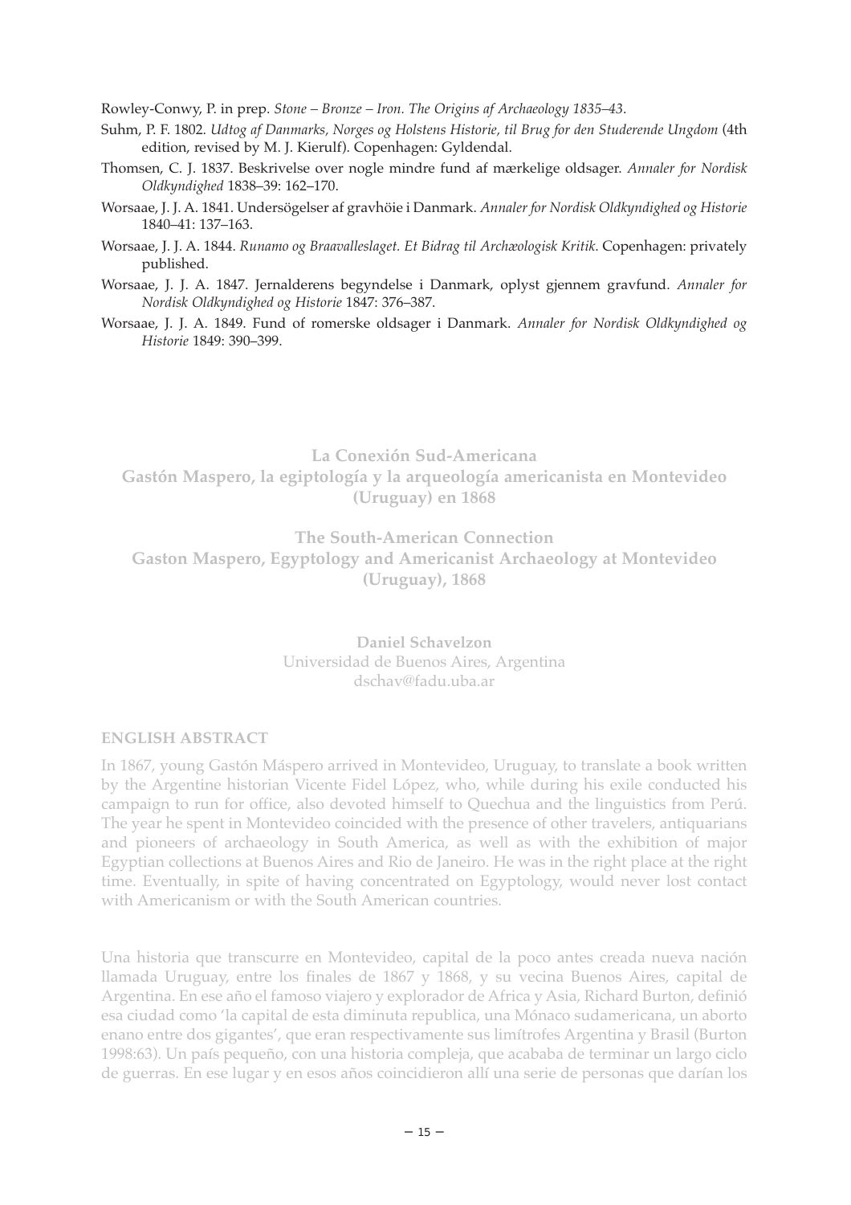Rowley-Conwy, P. in prep. *Stone – Bronze – Iron. The Origins af Archaeology 1835–43*.

Suhm, P. F. 1802. *Udtog af Danmarks, Norges og Holstens Historie, til Brug for den Studerende Ungdom* (4th edition, revised by M. J. Kierulf). Copenhagen: Gyldendal.

Thomsen, C. J. 1837. Beskrivelse over nogle mindre fund af mærkelige oldsager. *Annaler for Nordisk Oldkyndighed* 1838–39: 162–170.

Worsaae, J. J. A. 1841. Undersögelser af gravhöie i Danmark. *Annaler for Nordisk Oldkyndighed og Historie* 1840–41: 137–163.

Worsaae, J. J. A. 1844. *Runamo og Braavalleslaget. Et Bidrag til Archæologisk Kritik*. Copenhagen: privately published.

Worsaae, J. J. A. 1847. Jernalderens begyndelse i Danmark, oplyst gjennem gravfund. *Annaler for Nordisk Oldkyndighed og Historie* 1847: 376–387.

Worsaae, J. J. A. 1849. Fund of romerske oldsager i Danmark. *Annaler for Nordisk Oldkyndighed og Historie* 1849: 390–399.

# La Conexión Sud-Americana
# Gastón Maspero, la egiptología y la arqueología americanista en Montevideo (Uruguay) en 1868

# The South-American Connection
# Gaston Maspero, Egyptology and Americanist Archaeology at Montevideo (Uruguay), 1868

**Daniel Schavelzon**
Universidad de Buenos Aires, Argentina
dschav@fadu.uba.ar

## ENGLISH ABSTRACT

In 1867, young Gastón Máspero arrived in Montevideo, Uruguay, to translate a book written by the Argentine historian Vicente Fidel López, who, while during his exile conducted his campaign to run for office, also devoted himself to Quechua and the linguistics from Perú. The year he spent in Montevideo coincided with the presence of other travelers, antiquarians and pioneers of archaeology in South America, as well as with the exhibition of major Egyptian collections at Buenos Aires and Rio de Janeiro. He was in the right place at the right time. Eventually, in spite of having concentrated on Egyptology, would never lost contact with Americanism or with the South American countries.

Una historia que transcurre en Montevideo, capital de la poco antes creada nueva nación llamada Uruguay, entre los finales de 1867 y 1868, y su vecina Buenos Aires, capital de Argentina. En ese año el famoso viajero y explorador de Africa y Asia, Richard Burton, definió esa ciudad como 'la capital de esta diminuta republica, una Mónaco sudamericana, un aborto enano entre dos gigantes', que eran respectivamente sus limítrofes Argentina y Brasil (Burton 1998:63). Un país pequeño, con una historia compleja, que acababa de terminar un largo ciclo de guerras. En ese lugar y en esos años coincidieron allí una serie de personas que darían los